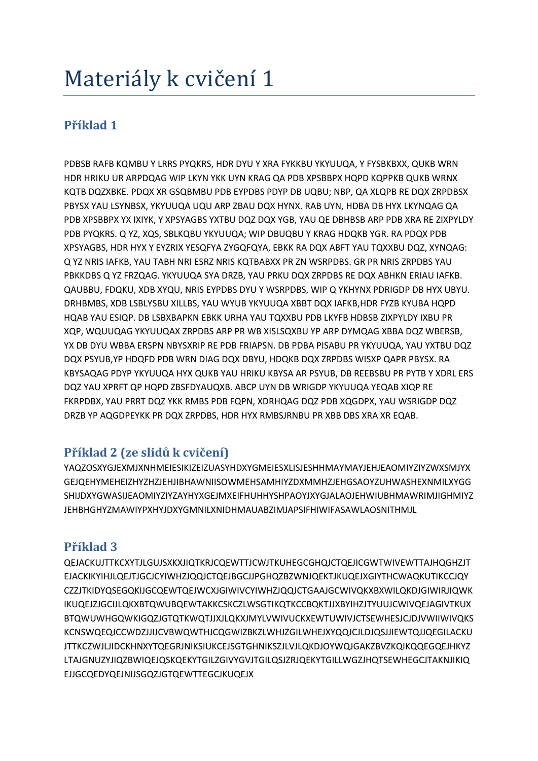# Materiály k cvičení 1

## Příklad 1

PDBSB RAFB KQMBU Y LRRS PYQKRS, HDR DYU Y XRA FYKKBU YKYUUQA, Y FYSBKBXX, QUKB WRN HDR HRIKU UR ARPDQAG WIP LKYN YKK UYN KRAG QA PDB XPSBBPX HQPD KQPPKB QUKB WRNX KQTB DQZXBKE. PDQX XR GSQBMBU PDB EYPDBS PDYP DB UQBU; NBP, QA XLQPB RE DQX ZRPDBSX PBYSX YAU LSYNBSX, YKYUUQA UQU ARP ZBAU DQX HYNX. RAB UYN, HDBA DB HYX LKYNQAG QA PDB XPSBBPX YX IXIYK, Y XPSYAGBS YXTBU DQZ DQX YGB, YAU QE DBHBSB ARP PDB XRA RE ZIXPYLDY PDB PYQKRS. Q YZ, XQS, SBLKQBU YKYUUQA; WIP DBUQBU Y KRAG HDQKB YGR. RA PDQX PDB XPSYAGBS, HDR HYX Y EYZRIX YESQFYA ZYGQFQYA, EBKK RA DQX ABFT YAU TQXXBU DQZ, XYNQAG: Q YZ NRIS IAFKB, YAU TABH NRI ESRZ NRIS KQTBABXX PR ZN WSRPDBS. GR PR NRIS ZRPDBS YAU PBKKDBS Q YZ FRZQAG. YKYUUQA SYA DRZB, YAU PRKU DQX ZRPDBS RE DQX ABHKN ERIAU IAFKB. QAUBBU, FDQKU, XDB XYQU, NRIS EYPDBS DYU Y WSRPDBS, WIP Q YKHYNX PDRIGDP DB HYX UBYU. DRHBMBS, XDB LSBLYSBU XILLBS, YAU WYUB YKYUUQA XBBT DQX IAFKB,HDR FYZB KYUBA HQPD HQAB YAU ESIQP. DB LSBXBAPKN EBKK URHA YAU TQXXBU PDB LKYFB HDBSB ZIXPYLDY IXBU PR XQP, WQUUQAG YKYUUQAX ZRPDBS ARP PR WB XISLSQXBU YP ARP DYMQAG XBBA DQZ WBERSB, YX DB DYU WBBA ERSPN NBYSXRIP RE PDB FRIAPSN. DB PDBA PISABU PR YKYUUQA, YAU YXTBU DQZ DQX PSYUB,YP HDQFD PDB WRN DIAG DQX DBYU, HDQKB DQX ZRPDBS WISXP QAPR PBYSX. RA KBYSAQAG PDYP YKYUUQA HYX QUKB YAU HRIKU KBYSA AR PSYUB, DB REEBSBU PR PYTB Y XDRL ERS DQZ YAU XPRFT QP HQPD ZBSFDYAUQXB. ABCP UYN DB WRIGDP YKYUUQA YEQAB XIQP RE FKRPDBX, YAU PRRT DQZ YKK RMBS PDB FQPN, XDRHQAG DQZ PDB XQGDPX, YAU WSRIGDP DQZ DRZB YP AQGDPEYKK PR DQX ZRPDBS, HDR HYX RMBSJRNBU PR XBB DBS XRA XR EQAB.

## Příklad 2 (ze slidů k cvičení)

YAQZOSXYGJEXMJXNHMEIESIKIZEIZUASYHDXYGMEIESXLISJESHHMAYMAYJEHJEAOMIYZIYZWXSMJYXGEJQEHYMEHEIZHYZHZJEHJIBHAWNIISOWMEHSAMHIYZDXMMHZJEHGSAOYZUHWASHEXNMILXYGGSHIJDXYGWASIJEAOMIYZIYZAYHYXGEJMXEIFHUHHYSHPAOYJXYGJALAOJEHWIUBHMAWRIMJIGHMIYZJEHBHGHYZMAWIYPXHYJDXYGMNILXNIDHMAUABZIMJAPSIFHIWIFASAWLAOSNITHMJL

## Příklad 3

QEJACKUJTTKCXYTJLGUJSXKXJIQTKRJCQEWTTJCWJTKUHEGCGHQJCTQEJICGWTWIVEWTTAJHQGHZJTEJACKIKYIHJLQEJTJGCJCYIWHZJQQJCTQEJBGCJJPGHQZBZWNJQEKTJKUQEJXGIYTHCWAQKUTIKCCJQYCZZJTKIDYQSEGQKIJGCQEWTQEJWCXJGIWIVCYIWHZJQQJCTGAAJGCWIVQKXBXWILQKDJGIWIRJIQWKIKUQEJZJGCIJLQKXBTQWUBQEWTAKKCSKCZLWSGTIKQTKCCBQKTJJXBYIHZJTYUUJCWIVQEJAGIVTKUXBTQWUWHGQWKIGQZJGTQTKWQTJJXJLQKXJMYLVWIVUCKXEWTUWIVJCTSEWHESJCJDJVWIIWIVQKSKCNSWQEQJCCWDZJJIJCVBWQWTHJCQGWIZBKZLWHJZGILWHEJXYQQJCJLDJQSJJIEWTQJJQEGILACKUJTTKCZWJLJIDCKHNXYTQEGRJNIKSIUKCEJSGTGHNIKSZJLVJLQKDJOYWQJGAKZBVZKQIKQQEGQEJHKYZLTAJGNUZYJIQZBWIQEJQSKQEKYTGILZGIVYGVJTGILQSJZRJQEKYTGILLWGZJHQTSEWHEGCJTAKNJIKIQEJJGCQEDYQEJNIJSGQZJGTQEWTTEGCJKUQEJX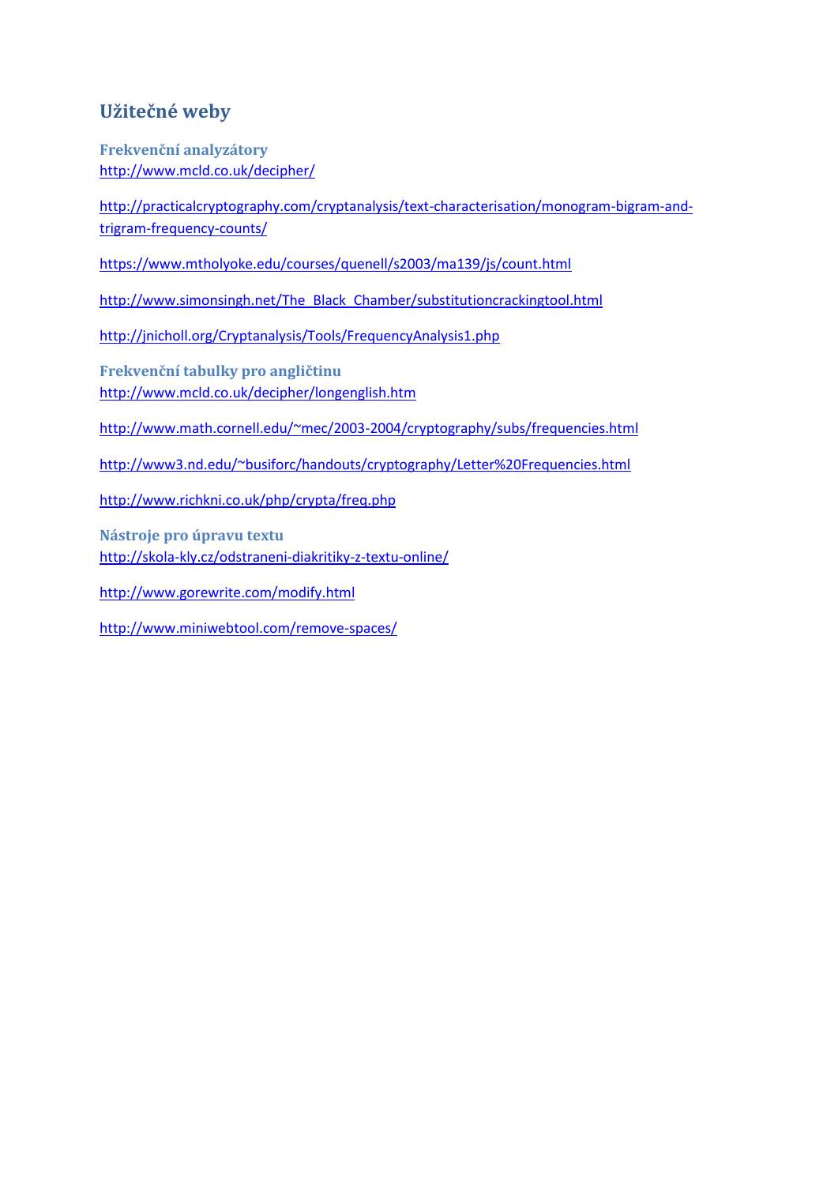## Užitečné weby

### Frekvenční analyzátory

http://www.mcld.co.uk/decipher/

http://practicalcryptography.com/cryptanalysis/text-characterisation/monogram-bigram-and-trigram-frequency-counts/

https://www.mtholyoke.edu/courses/quenell/s2003/ma139/js/count.html

http://www.simonsingh.net/The_Black_Chamber/substitutioncrackingtool.html

http://jnicholl.org/Cryptanalysis/Tools/FrequencyAnalysis1.php

### Frekvenční tabulky pro angličtinu

http://www.mcld.co.uk/decipher/longenglish.htm

http://www.math.cornell.edu/~mec/2003-2004/cryptography/subs/frequencies.html

http://www3.nd.edu/~busiforc/handouts/cryptography/Letter%20Frequencies.html

http://www.richkni.co.uk/php/crypta/freq.php

### Nástroje pro úpravu textu

http://skola-kly.cz/odstraneni-diakritiky-z-textu-online/

http://www.gorewrite.com/modify.html

http://www.miniwebtool.com/remove-spaces/